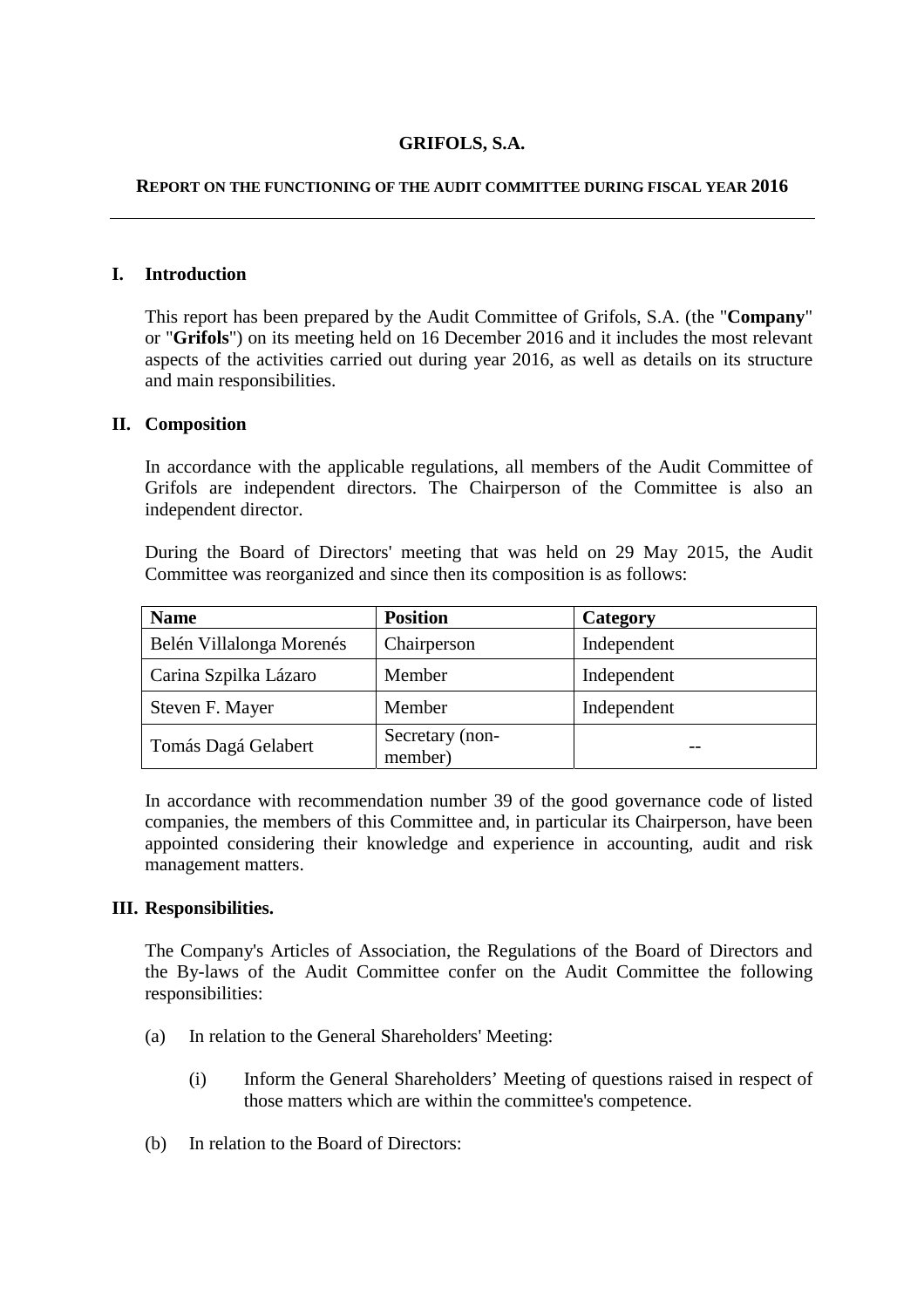# GRIFOLS, S.A.

## REPORT ON THE FUNCTIONING OF THE AUDIT COMMITTEE DURING FISCAL YEAR 2016

---

### I. Introduction

This report has been prepared by the Audit Committee of Grifols, S.A. (the "**Company**" or "**Grifols**") on its meeting held on 16 December 2016 and it includes the most relevant aspects of the activities carried out during year 2016, as well as details on its structure and main responsibilities.

### II. Composition

In accordance with the applicable regulations, all members of the Audit Committee of Grifols are independent directors. The Chairperson of the Committee is also an independent director.

During the Board of Directors' meeting that was held on 29 May 2015, the Audit Committee was reorganized and since then its composition is as follows:

| Name | Position | Category |
| --- | --- | --- |
| Belén Villalonga Morenés | Chairperson | Independent |
| Carina Szpilka Lázaro | Member | Independent |
| Steven F. Mayer | Member | Independent |
| Tomás Dagá Gelabert | Secretary (non-member) | -- |

In accordance with recommendation number 39 of the good governance code of listed companies, the members of this Committee and, in particular its Chairperson, have been appointed considering their knowledge and experience in accounting, audit and risk management matters.

### III. Responsibilities.

The Company's Articles of Association, the Regulations of the Board of Directors and the By-laws of the Audit Committee confer on the Audit Committee the following responsibilities:

(a) In relation to the General Shareholders' Meeting:

(i) Inform the General Shareholders' Meeting of questions raised in respect of those matters which are within the committee's competence.

(b) In relation to the Board of Directors: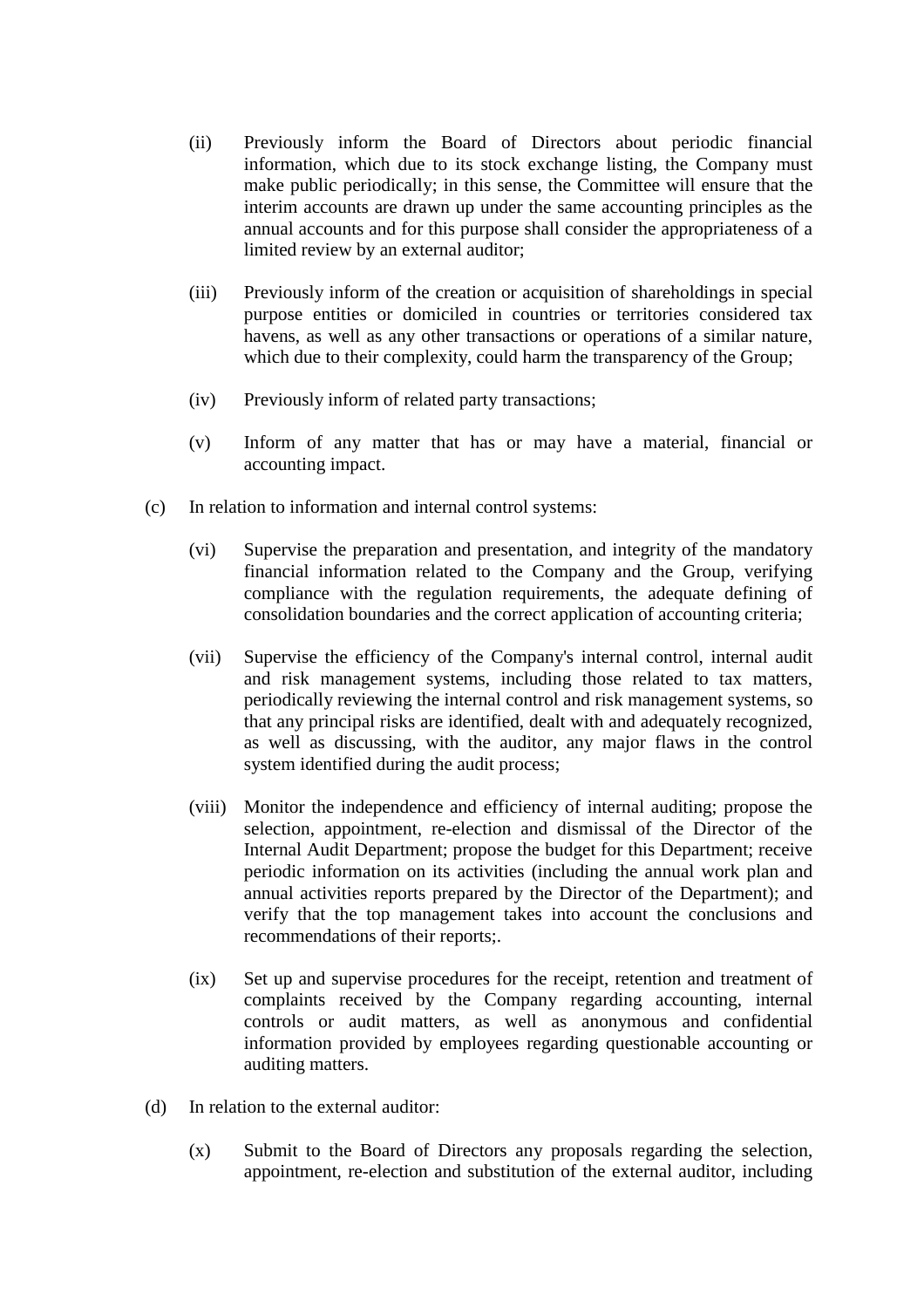(ii) Previously inform the Board of Directors about periodic financial information, which due to its stock exchange listing, the Company must make public periodically; in this sense, the Committee will ensure that the interim accounts are drawn up under the same accounting principles as the annual accounts and for this purpose shall consider the appropriateness of a limited review by an external auditor;

(iii) Previously inform of the creation or acquisition of shareholdings in special purpose entities or domiciled in countries or territories considered tax havens, as well as any other transactions or operations of a similar nature, which due to their complexity, could harm the transparency of the Group;

(iv) Previously inform of related party transactions;

(v) Inform of any matter that has or may have a material, financial or accounting impact.

(c) In relation to information and internal control systems:

(vi) Supervise the preparation and presentation, and integrity of the mandatory financial information related to the Company and the Group, verifying compliance with the regulation requirements, the adequate defining of consolidation boundaries and the correct application of accounting criteria;

(vii) Supervise the efficiency of the Company's internal control, internal audit and risk management systems, including those related to tax matters, periodically reviewing the internal control and risk management systems, so that any principal risks are identified, dealt with and adequately recognized, as well as discussing, with the auditor, any major flaws in the control system identified during the audit process;

(viii) Monitor the independence and efficiency of internal auditing; propose the selection, appointment, re-election and dismissal of the Director of the Internal Audit Department; propose the budget for this Department; receive periodic information on its activities (including the annual work plan and annual activities reports prepared by the Director of the Department); and verify that the top management takes into account the conclusions and recommendations of their reports;.

(ix) Set up and supervise procedures for the receipt, retention and treatment of complaints received by the Company regarding accounting, internal controls or audit matters, as well as anonymous and confidential information provided by employees regarding questionable accounting or auditing matters.

(d) In relation to the external auditor:

(x) Submit to the Board of Directors any proposals regarding the selection, appointment, re-election and substitution of the external auditor, including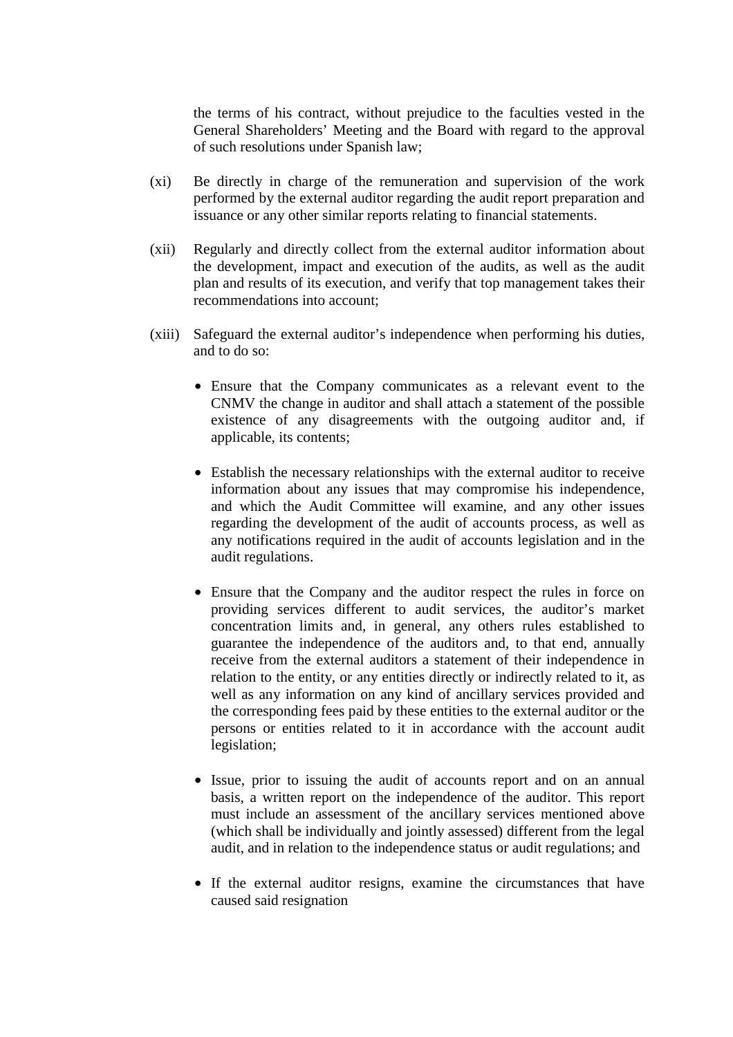the terms of his contract, without prejudice to the faculties vested in the General Shareholders' Meeting and the Board with regard to the approval of such resolutions under Spanish law;

(xi) Be directly in charge of the remuneration and supervision of the work performed by the external auditor regarding the audit report preparation and issuance or any other similar reports relating to financial statements.

(xii) Regularly and directly collect from the external auditor information about the development, impact and execution of the audits, as well as the audit plan and results of its execution, and verify that top management takes their recommendations into account;

(xiii) Safeguard the external auditor's independence when performing his duties, and to do so:

- Ensure that the Company communicates as a relevant event to the CNMV the change in auditor and shall attach a statement of the possible existence of any disagreements with the outgoing auditor and, if applicable, its contents;

- Establish the necessary relationships with the external auditor to receive information about any issues that may compromise his independence, and which the Audit Committee will examine, and any other issues regarding the development of the audit of accounts process, as well as any notifications required in the audit of accounts legislation and in the audit regulations.

- Ensure that the Company and the auditor respect the rules in force on providing services different to audit services, the auditor's market concentration limits and, in general, any others rules established to guarantee the independence of the auditors and, to that end, annually receive from the external auditors a statement of their independence in relation to the entity, or any entities directly or indirectly related to it, as well as any information on any kind of ancillary services provided and the corresponding fees paid by these entities to the external auditor or the persons or entities related to it in accordance with the account audit legislation;

- Issue, prior to issuing the audit of accounts report and on an annual basis, a written report on the independence of the auditor. This report must include an assessment of the ancillary services mentioned above (which shall be individually and jointly assessed) different from the legal audit, and in relation to the independence status or audit regulations; and

- If the external auditor resigns, examine the circumstances that have caused said resignation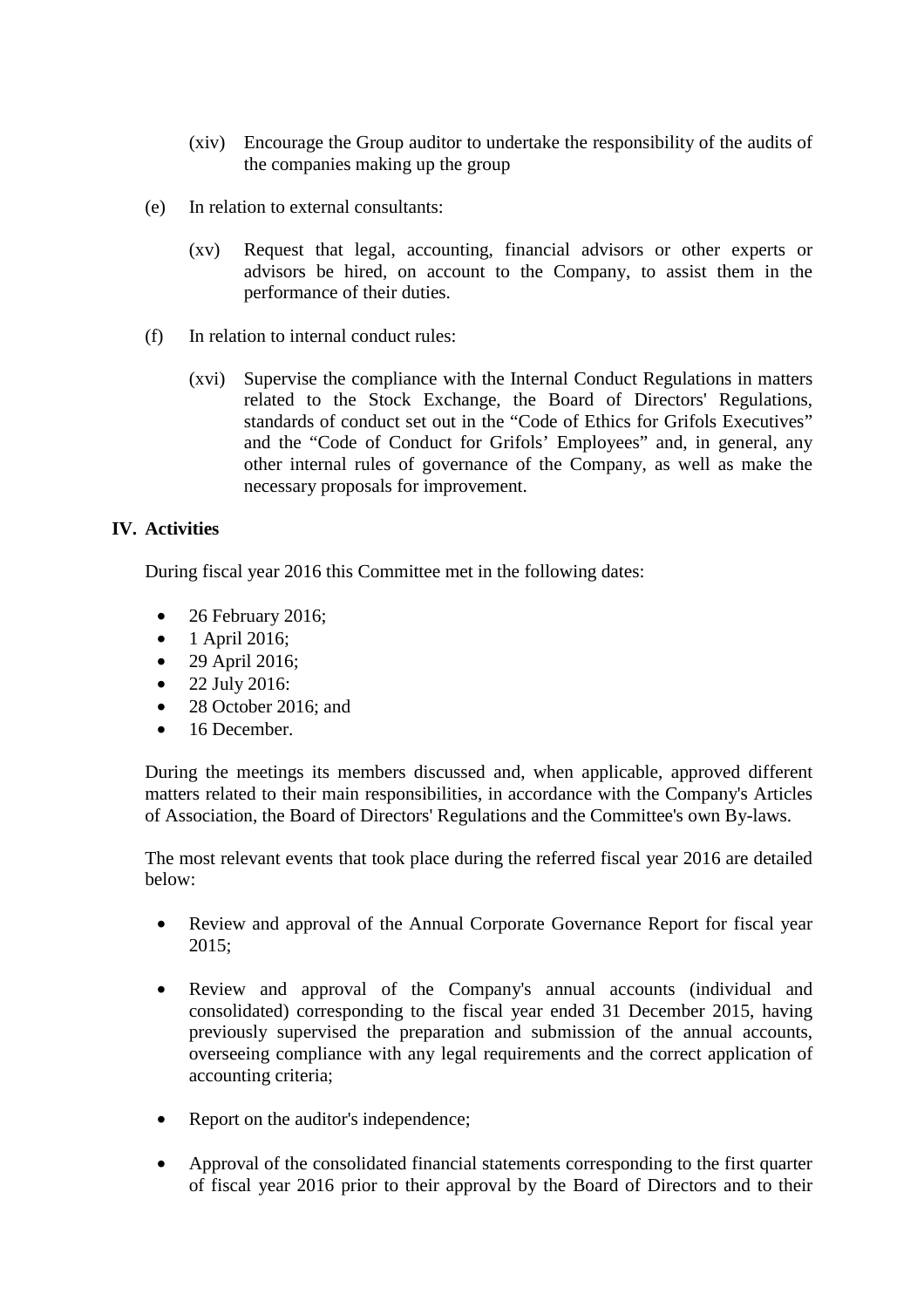(xiv) Encourage the Group auditor to undertake the responsibility of the audits of the companies making up the group

(e) In relation to external consultants:

(xv) Request that legal, accounting, financial advisors or other experts or advisors be hired, on account to the Company, to assist them in the performance of their duties.

(f) In relation to internal conduct rules:

(xvi) Supervise the compliance with the Internal Conduct Regulations in matters related to the Stock Exchange, the Board of Directors' Regulations, standards of conduct set out in the "Code of Ethics for Grifols Executives" and the "Code of Conduct for Grifols' Employees" and, in general, any other internal rules of governance of the Company, as well as make the necessary proposals for improvement.

## IV. Activities

During fiscal year 2016 this Committee met in the following dates:

- 26 February 2016;
- 1 April 2016;
- 29 April 2016;
- 22 July 2016:
- 28 October 2016; and
- 16 December.

During the meetings its members discussed and, when applicable, approved different matters related to their main responsibilities, in accordance with the Company's Articles of Association, the Board of Directors' Regulations and the Committee's own By-laws.

The most relevant events that took place during the referred fiscal year 2016 are detailed below:

- Review and approval of the Annual Corporate Governance Report for fiscal year 2015;

- Review and approval of the Company's annual accounts (individual and consolidated) corresponding to the fiscal year ended 31 December 2015, having previously supervised the preparation and submission of the annual accounts, overseeing compliance with any legal requirements and the correct application of accounting criteria;

- Report on the auditor's independence;

- Approval of the consolidated financial statements corresponding to the first quarter of fiscal year 2016 prior to their approval by the Board of Directors and to their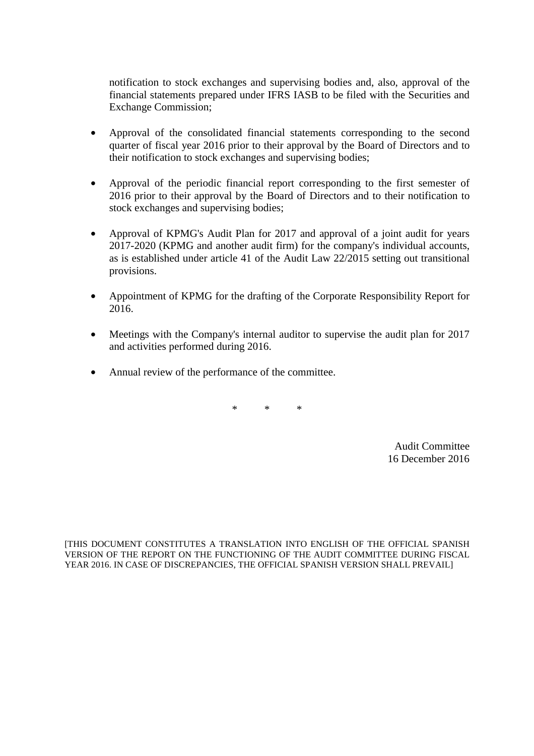notification to stock exchanges and supervising bodies and, also, approval of the financial statements prepared under IFRS IASB to be filed with the Securities and Exchange Commission;

- Approval of the consolidated financial statements corresponding to the second quarter of fiscal year 2016 prior to their approval by the Board of Directors and to their notification to stock exchanges and supervising bodies;

- Approval of the periodic financial report corresponding to the first semester of 2016 prior to their approval by the Board of Directors and to their notification to stock exchanges and supervising bodies;

- Approval of KPMG's Audit Plan for 2017 and approval of a joint audit for years 2017-2020 (KPMG and another audit firm) for the company's individual accounts, as is established under article 41 of the Audit Law 22/2015 setting out transitional provisions.

- Appointment of KPMG for the drafting of the Corporate Responsibility Report for 2016.

- Meetings with the Company's internal auditor to supervise the audit plan for 2017 and activities performed during 2016.

- Annual review of the performance of the committee.

\* \* \*

Audit Committee
16 December 2016

[THIS DOCUMENT CONSTITUTES A TRANSLATION INTO ENGLISH OF THE OFFICIAL SPANISH VERSION OF THE REPORT ON THE FUNCTIONING OF THE AUDIT COMMITTEE DURING FISCAL YEAR 2016. IN CASE OF DISCREPANCIES, THE OFFICIAL SPANISH VERSION SHALL PREVAIL]